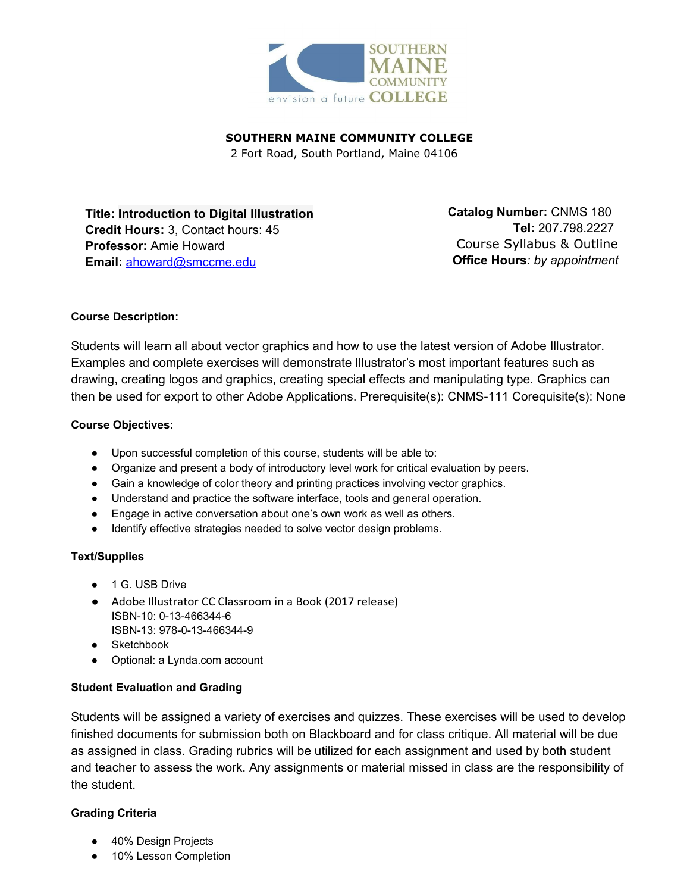**SOUTHERN MAINE COMMUNITY COLLEGE**
2 Fort Road, South Portland, Maine 04106

**Title: Introduction to Digital Illustration**
**Credit Hours:** 3, Contact hours: 45
**Professor:** Amie Howard
**Email:** ahoward@smccme.edu

**Catalog Number:** CNMS 180
**Tel:** 207.798.2227
Course Syllabus & Outline
**Office Hours**: *by appointment*

**Course Description:**

Students will learn all about vector graphics and how to use the latest version of Adobe Illustrator. Examples and complete exercises will demonstrate Illustrator's most important features such as drawing, creating logos and graphics, creating special effects and manipulating type. Graphics can then be used for export to other Adobe Applications. Prerequisite(s): CNMS-111 Corequisite(s): None

**Course Objectives:**

- Upon successful completion of this course, students will be able to:
- Organize and present a body of introductory level work for critical evaluation by peers.
- Gain a knowledge of color theory and printing practices involving vector graphics.
- Understand and practice the software interface, tools and general operation.
- Engage in active conversation about one's own work as well as others.
- Identify effective strategies needed to solve vector design problems.

**Text/Supplies**

- 1 G. USB Drive
- Adobe Illustrator CC Classroom in a Book (2017 release)
  ISBN-10: 0-13-466344-6
  ISBN-13: 978-0-13-466344-9
- Sketchbook
- Optional: a Lynda.com account

**Student Evaluation and Grading**

Students will be assigned a variety of exercises and quizzes. These exercises will be used to develop finished documents for submission both on Blackboard and for class critique. All material will be due as assigned in class. Grading rubrics will be utilized for each assignment and used by both student and teacher to assess the work. Any assignments or material missed in class are the responsibility of the student.

**Grading Criteria**

- 40% Design Projects
- 10% Lesson Completion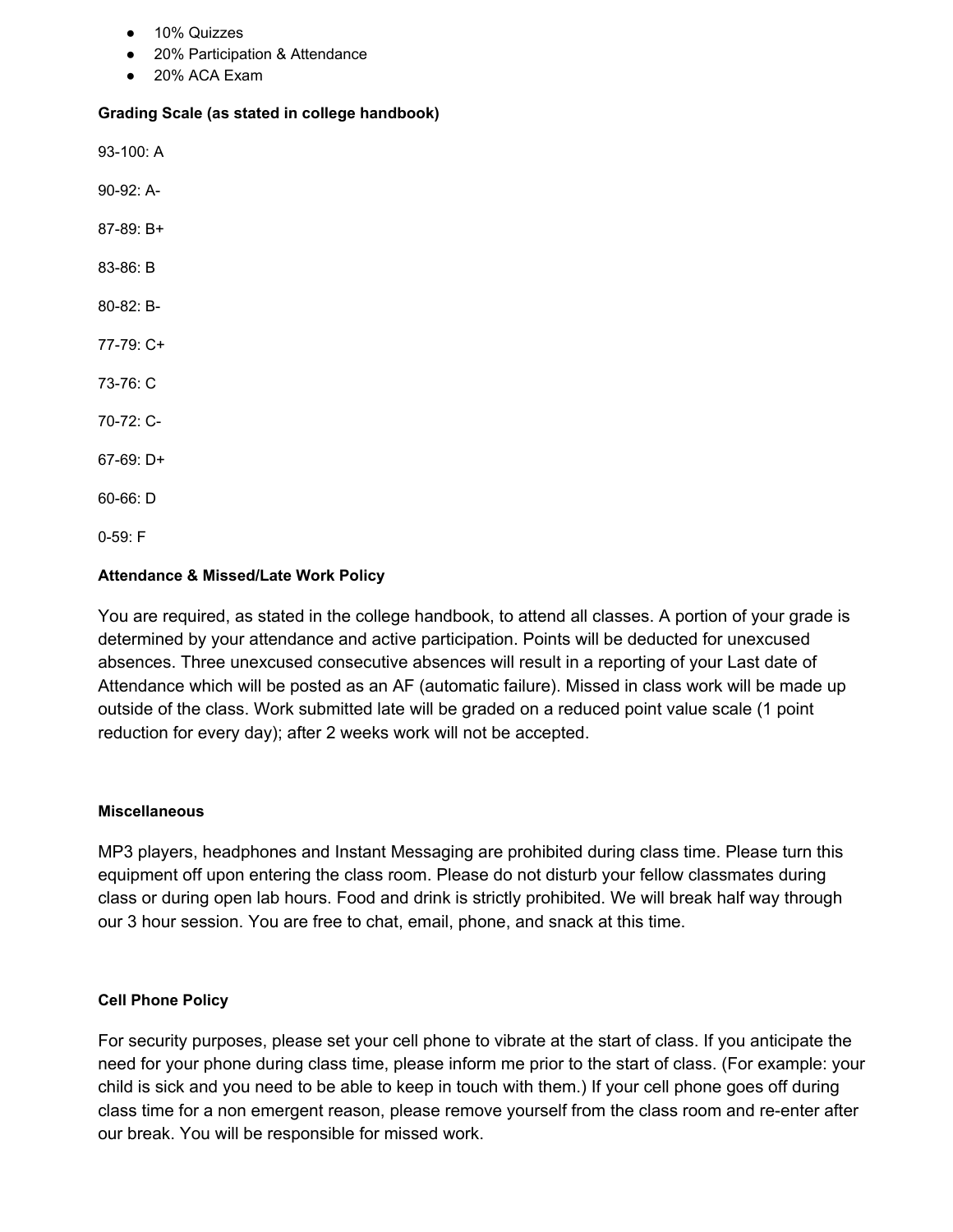- 10% Quizzes
- 20% Participation & Attendance
- 20% ACA Exam

**Grading Scale (as stated in college handbook)**

93-100: A

90-92: A-

87-89: B+

83-86: B

80-82: B-

77-79: C+

73-76: C

70-72: C-

67-69: D+

60-66: D

0-59: F

**Attendance & Missed/Late Work Policy**

You are required, as stated in the college handbook, to attend all classes. A portion of your grade is determined by your attendance and active participation. Points will be deducted for unexcused absences. Three unexcused consecutive absences will result in a reporting of your Last date of Attendance which will be posted as an AF (automatic failure). Missed in class work will be made up outside of the class. Work submitted late will be graded on a reduced point value scale (1 point reduction for every day); after 2 weeks work will not be accepted.

**Miscellaneous**

MP3 players, headphones and Instant Messaging are prohibited during class time. Please turn this equipment off upon entering the class room. Please do not disturb your fellow classmates during class or during open lab hours. Food and drink is strictly prohibited. We will break half way through our 3 hour session. You are free to chat, email, phone, and snack at this time.

**Cell Phone Policy**

For security purposes, please set your cell phone to vibrate at the start of class. If you anticipate the need for your phone during class time, please inform me prior to the start of class. (For example: your child is sick and you need to be able to keep in touch with them.) If your cell phone goes off during class time for a non emergent reason, please remove yourself from the class room and re-enter after our break. You will be responsible for missed work.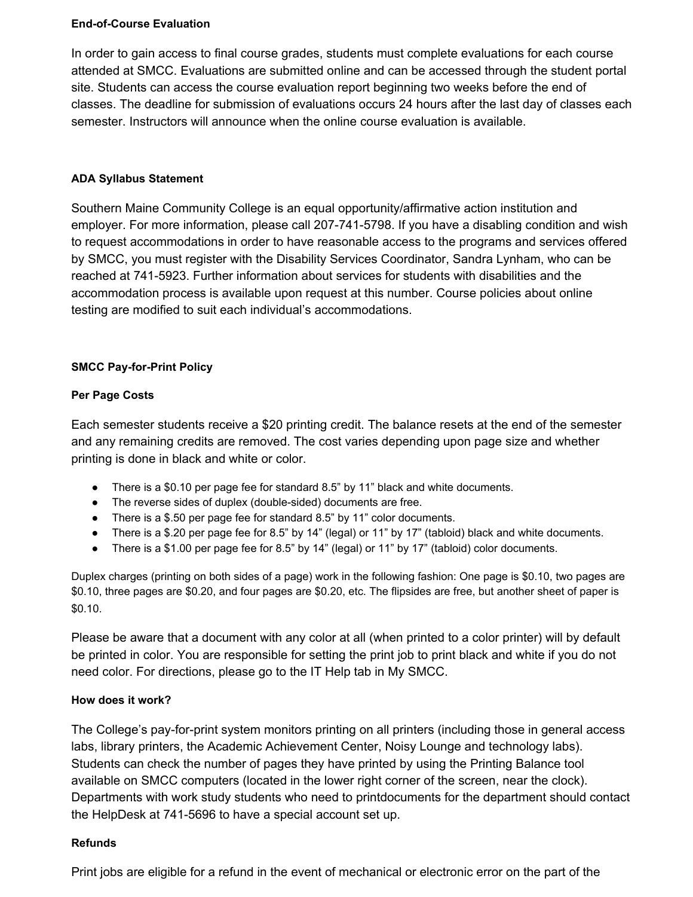**End-of-Course Evaluation**

In order to gain access to final course grades, students must complete evaluations for each course attended at SMCC. Evaluations are submitted online and can be accessed through the student portal site. Students can access the course evaluation report beginning two weeks before the end of classes. The deadline for submission of evaluations occurs 24 hours after the last day of classes each semester. Instructors will announce when the online course evaluation is available.

**ADA Syllabus Statement**

Southern Maine Community College is an equal opportunity/affirmative action institution and employer. For more information, please call 207-741-5798. If you have a disabling condition and wish to request accommodations in order to have reasonable access to the programs and services offered by SMCC, you must register with the Disability Services Coordinator, Sandra Lynham, who can be reached at 741-5923. Further information about services for students with disabilities and the accommodation process is available upon request at this number. Course policies about online testing are modified to suit each individual's accommodations.

**SMCC Pay-for-Print Policy**

**Per Page Costs**

Each semester students receive a $20 printing credit. The balance resets at the end of the semester and any remaining credits are removed. The cost varies depending upon page size and whether printing is done in black and white or color.

- There is a $0.10 per page fee for standard 8.5" by 11" black and white documents.
- The reverse sides of duplex (double-sided) documents are free.
- There is a $.50 per page fee for standard 8.5" by 11" color documents.
- There is a $.20 per page fee for 8.5" by 14" (legal) or 11" by 17" (tabloid) black and white documents.
- There is a $1.00 per page fee for 8.5" by 14" (legal) or 11" by 17" (tabloid) color documents.

Duplex charges (printing on both sides of a page) work in the following fashion: One page is $0.10, two pages are $0.10, three pages are $0.20, and four pages are $0.20, etc. The flipsides are free, but another sheet of paper is $0.10.

Please be aware that a document with any color at all (when printed to a color printer) will by default be printed in color. You are responsible for setting the print job to print black and white if you do not need color. For directions, please go to the IT Help tab in My SMCC.

**How does it work?**

The College's pay-for-print system monitors printing on all printers (including those in general access labs, library printers, the Academic Achievement Center, Noisy Lounge and technology labs). Students can check the number of pages they have printed by using the Printing Balance tool available on SMCC computers (located in the lower right corner of the screen, near the clock). Departments with work study students who need to printdocuments for the department should contact the HelpDesk at 741-5696 to have a special account set up.

**Refunds**

Print jobs are eligible for a refund in the event of mechanical or electronic error on the part of the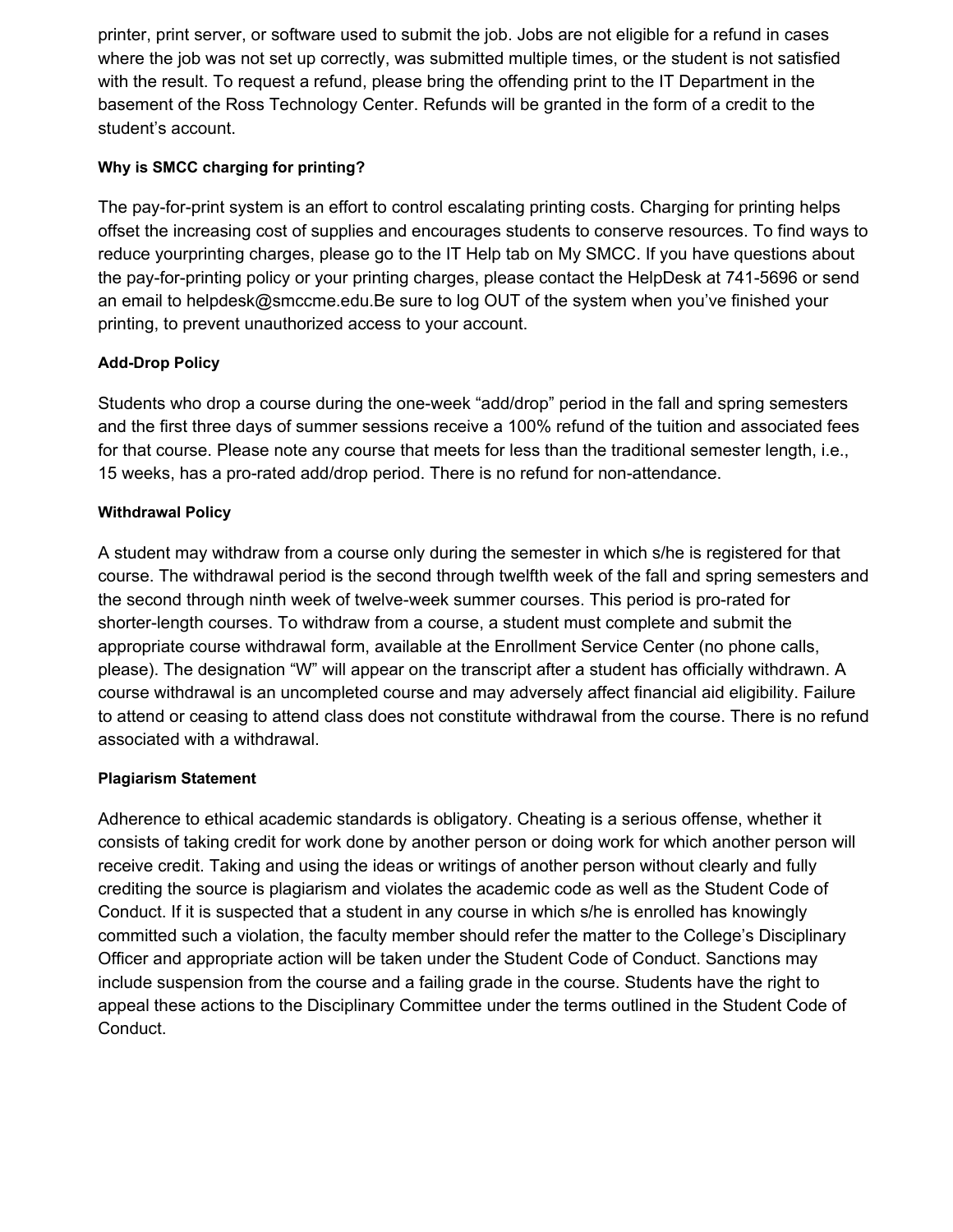printer, print server, or software used to submit the job. Jobs are not eligible for a refund in cases where the job was not set up correctly, was submitted multiple times, or the student is not satisfied with the result. To request a refund, please bring the offending print to the IT Department in the basement of the Ross Technology Center. Refunds will be granted in the form of a credit to the student's account.

**Why is SMCC charging for printing?**

The pay-for-print system is an effort to control escalating printing costs. Charging for printing helps offset the increasing cost of supplies and encourages students to conserve resources. To find ways to reduce yourprinting charges, please go to the IT Help tab on My SMCC. If you have questions about the pay-for-printing policy or your printing charges, please contact the HelpDesk at 741-5696 or send an email to helpdesk@smccme.edu.Be sure to log OUT of the system when you've finished your printing, to prevent unauthorized access to your account.

**Add-Drop Policy**

Students who drop a course during the one-week "add/drop" period in the fall and spring semesters and the first three days of summer sessions receive a 100% refund of the tuition and associated fees for that course. Please note any course that meets for less than the traditional semester length, i.e., 15 weeks, has a pro-rated add/drop period. There is no refund for non-attendance.

**Withdrawal Policy**

A student may withdraw from a course only during the semester in which s/he is registered for that course. The withdrawal period is the second through twelfth week of the fall and spring semesters and the second through ninth week of twelve-week summer courses. This period is pro-rated for shorter-length courses. To withdraw from a course, a student must complete and submit the appropriate course withdrawal form, available at the Enrollment Service Center (no phone calls, please). The designation "W" will appear on the transcript after a student has officially withdrawn. A course withdrawal is an uncompleted course and may adversely affect financial aid eligibility. Failure to attend or ceasing to attend class does not constitute withdrawal from the course. There is no refund associated with a withdrawal.

**Plagiarism Statement**

Adherence to ethical academic standards is obligatory. Cheating is a serious offense, whether it consists of taking credit for work done by another person or doing work for which another person will receive credit. Taking and using the ideas or writings of another person without clearly and fully crediting the source is plagiarism and violates the academic code as well as the Student Code of Conduct. If it is suspected that a student in any course in which s/he is enrolled has knowingly committed such a violation, the faculty member should refer the matter to the College's Disciplinary Officer and appropriate action will be taken under the Student Code of Conduct. Sanctions may include suspension from the course and a failing grade in the course. Students have the right to appeal these actions to the Disciplinary Committee under the terms outlined in the Student Code of Conduct.